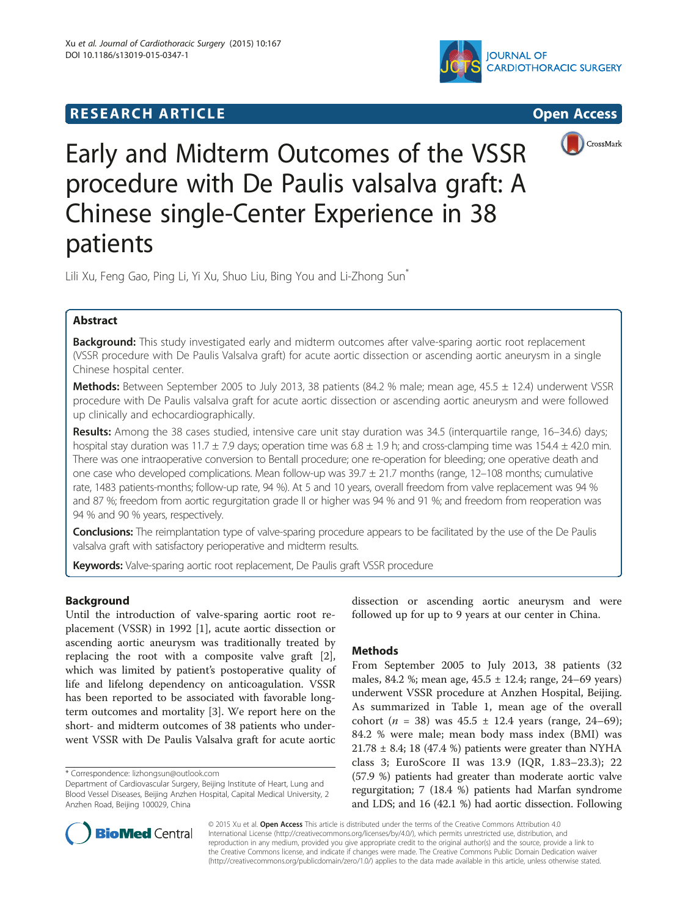**RESEARCH ARTICLE** **Open Access**

# Early and Midterm Outcomes of the VSSR procedure with De Paulis valsalva graft: A Chinese single-Center Experience in 38 patients

Lili Xu, Feng Gao, Ping Li, Yi Xu, Shuo Liu, Bing You and Li-Zhong Sun*

## Abstract

**Background:** This study investigated early and midterm outcomes after valve-sparing aortic root replacement (VSSR procedure with De Paulis Valsalva graft) for acute aortic dissection or ascending aortic aneurysm in a single Chinese hospital center.

**Methods:** Between September 2005 to July 2013, 38 patients (84.2 % male; mean age, 45.5 ± 12.4) underwent VSSR procedure with De Paulis valsalva graft for acute aortic dissection or ascending aortic aneurysm and were followed up clinically and echocardiographically.

**Results:** Among the 38 cases studied, intensive care unit stay duration was 34.5 (interquartile range, 16–34.6) days; hospital stay duration was 11.7 ± 7.9 days; operation time was 6.8 ± 1.9 h; and cross-clamping time was 154.4 ± 42.0 min. There was one intraoperative conversion to Bentall procedure; one re-operation for bleeding; one operative death and one case who developed complications. Mean follow-up was 39.7 ± 21.7 months (range, 12–108 months; cumulative rate, 1483 patients-months; follow-up rate, 94 %). At 5 and 10 years, overall freedom from valve replacement was 94 % and 87 %; freedom from aortic regurgitation grade II or higher was 94 % and 91 %; and freedom from reoperation was 94 % and 90 % years, respectively.

**Conclusions:** The reimplantation type of valve-sparing procedure appears to be facilitated by the use of the De Paulis valsalva graft with satisfactory perioperative and midterm results.

**Keywords:** Valve-sparing aortic root replacement, De Paulis graft VSSR procedure

## Background

Until the introduction of valve-sparing aortic root replacement (VSSR) in 1992 [1], acute aortic dissection or ascending aortic aneurysm was traditionally treated by replacing the root with a composite valve graft [2], which was limited by patient's postoperative quality of life and lifelong dependency on anticoagulation. VSSR has been reported to be associated with favorable long-term outcomes and mortality [3]. We report here on the short- and midterm outcomes of 38 patients who underwent VSSR with De Paulis Valsalva graft for acute aortic dissection or ascending aortic aneurysm and were followed up for up to 9 years at our center in China.

## Methods

From September 2005 to July 2013, 38 patients (32 males, 84.2 %; mean age, 45.5 ± 12.4; range, 24–69 years) underwent VSSR procedure at Anzhen Hospital, Beijing. As summarized in Table 1, mean age of the overall cohort ($n$ = 38) was 45.5 ± 12.4 years (range, 24–69); 84.2 % were male; mean body mass index (BMI) was 21.78 ± 8.4; 18 (47.4 %) patients were greater than NYHA class 3; EuroScore II was 13.9 (IQR, 1.83–23.3); 22 (57.9 %) patients had greater than moderate aortic valve regurgitation; 7 (18.4 %) patients had Marfan syndrome and LDS; and 16 (42.1 %) had aortic dissection. Following

\* Correspondence: lizhongsun@outlook.com
Department of Cardiovascular Surgery, Beijing Institute of Heart, Lung and Blood Vessel Diseases, Beijing Anzhen Hospital, Capital Medical University, 2 Anzhen Road, Beijing 100029, China

© 2015 Xu et al. **Open Access** This article is distributed under the terms of the Creative Commons Attribution 4.0 International License (http://creativecommons.org/licenses/by/4.0/), which permits unrestricted use, distribution, and reproduction in any medium, provided you give appropriate credit to the original author(s) and the source, provide a link to the Creative Commons license, and indicate if changes were made. The Creative Commons Public Domain Dedication waiver (http://creativecommons.org/publicdomain/zero/1.0/) applies to the data made available in this article, unless otherwise stated.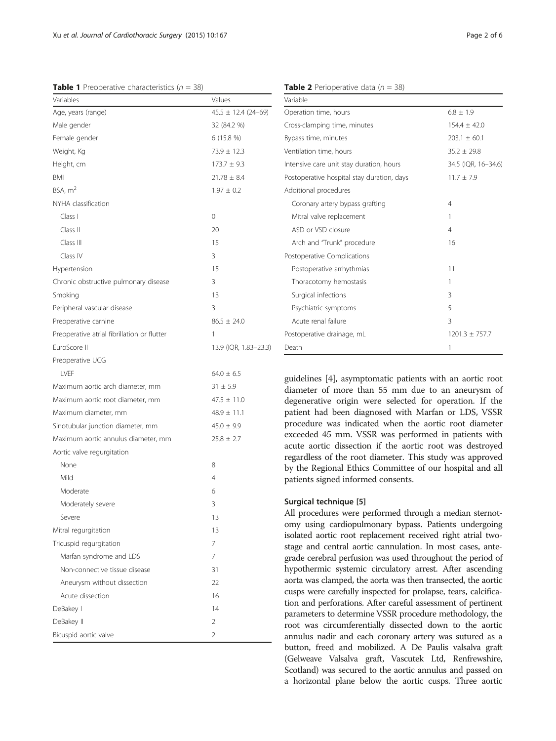**Table 1** Preoperative characteristics ($n$ = 38)

| Variables | Values |
|---|---|
| Age, years (range) | 45.5 ± 12.4 (24–69) |
| Male gender | 32 (84.2 %) |
| Female gender | 6 (15.8 %) |
| Weight, Kg | 73.9 ± 12.3 |
| Height, cm | 173.7 ± 9.3 |
| BMI | 21.78 ± 8.4 |
| BSA, $m^2$ | 1.97 ± 0.2 |
| NYHA classification | |
| Class I | 0 |
| Class II | 20 |
| Class III | 15 |
| Class IV | 3 |
| Hypertension | 15 |
| Chronic obstructive pulmonary disease | 3 |
| Smoking | 13 |
| Peripheral vascular disease | 3 |
| Preoperative carnine | 86.5 ± 24.0 |
| Preoperative atrial fibrillation or flutter | 1 |
| EuroScore II | 13.9 (IQR, 1.83–23.3) |
| Preoperative UCG | |
| LVEF | 64.0 ± 6.5 |
| Maximum aortic arch diameter, mm | 31 ± 5.9 |
| Maximum aortic root diameter, mm | 47.5 ± 11.0 |
| Maximum diameter, mm | 48.9 ± 11.1 |
| Sinotubular junction diameter, mm | 45.0 ± 9.9 |
| Maximum aortic annulus diameter, mm | 25.8 ± 2.7 |
| Aortic valve regurgitation | |
| None | 8 |
| Mild | 4 |
| Moderate | 6 |
| Moderately severe | 3 |
| Severe | 13 |
| Mitral regurgitation | 13 |
| Tricuspid regurgitation | 7 |
| Marfan syndrome and LDS | 7 |
| Non-connective tissue disease | 31 |
| Aneurysm without dissection | 22 |
| Acute dissection | 16 |
| DeBakey I | 14 |
| DeBakey II | 2 |
| Bicuspid aortic valve | 2 |

**Table 2** Perioperative data ($n$ = 38)

| Variable | |
|---|---|
| Operation time, hours | 6.8 ± 1.9 |
| Cross-clamping time, minutes | 154.4 ± 42.0 |
| Bypass time, minutes | 203.1 ± 60.1 |
| Ventilation time, hours | 35.2 ± 29.8 |
| Intensive care unit stay duration, hours | 34.5 (IQR, 16–34.6) |
| Postoperative hospital stay duration, days | 11.7 ± 7.9 |
| Additional procedures | |
| Coronary artery bypass grafting | 4 |
| Mitral valve replacement | 1 |
| ASD or VSD closure | 4 |
| Arch and "Trunk" procedure | 16 |
| Postoperative Complications | |
| Postoperative arrhythmias | 11 |
| Thoracotomy hemostasis | 1 |
| Surgical infections | 3 |
| Psychiatric symptoms | 5 |
| Acute renal failure | 3 |
| Postoperative drainage, mL | 1201.3 ± 757.7 |
| Death | 1 |

guidelines [4], asymptomatic patients with an aortic root diameter of more than 55 mm due to an aneurysm of degenerative origin were selected for operation. If the patient had been diagnosed with Marfan or LDS, VSSR procedure was indicated when the aortic root diameter exceeded 45 mm. VSSR was performed in patients with acute aortic dissection if the aortic root was destroyed regardless of the root diameter. This study was approved by the Regional Ethics Committee of our hospital and all patients signed informed consents.

### Surgical technique [5]

All procedures were performed through a median sternotomy using cardiopulmonary bypass. Patients undergoing isolated aortic root replacement received right atrial two-stage and central aortic cannulation. In most cases, antegrade cerebral perfusion was used throughout the period of hypothermic systemic circulatory arrest. After ascending aorta was clamped, the aorta was then transected, the aortic cusps were carefully inspected for prolapse, tears, calcification and perforations. After careful assessment of pertinent parameters to determine VSSR procedure methodology, the root was circumferentially dissected down to the aortic annulus nadir and each coronary artery was sutured as a button, freed and mobilized. A De Paulis valsalva graft (Gelweave Valsalva graft, Vascutek Ltd, Renfrewshire, Scotland) was secured to the aortic annulus and passed on a horizontal plane below the aortic cusps. Three aortic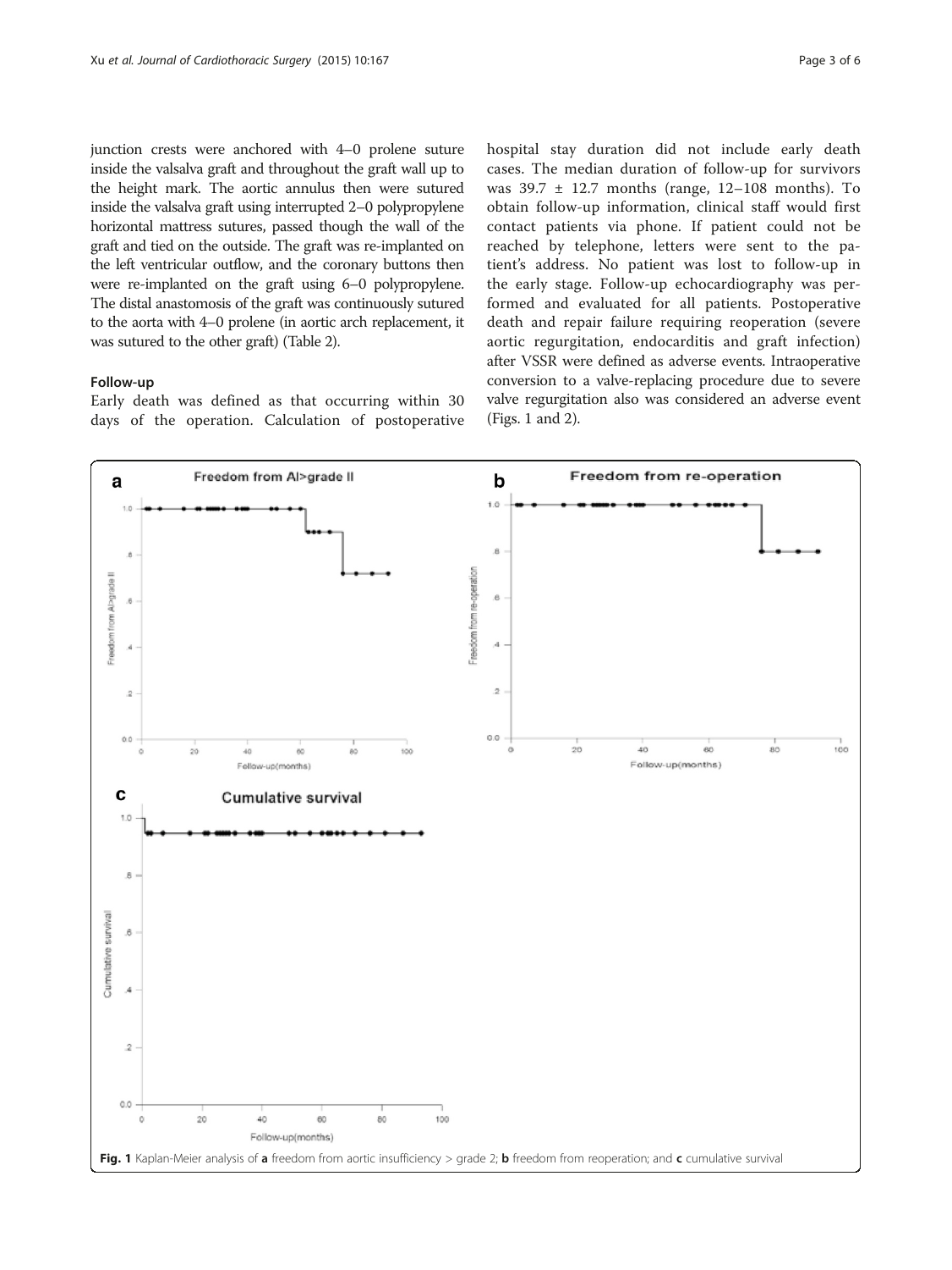junction crests were anchored with 4–0 prolene suture inside the valsalva graft and throughout the graft wall up to the height mark. The aortic annulus then were sutured inside the valsalva graft using interrupted 2–0 polypropylene horizontal mattress sutures, passed though the wall of the graft and tied on the outside. The graft was re-implanted on the left ventricular outflow, and the coronary buttons then were re-implanted on the graft using 6–0 polypropylene. The distal anastomosis of the graft was continuously sutured to the aorta with 4–0 prolene (in aortic arch replacement, it was sutured to the other graft) (Table 2).

### Follow-up

Early death was defined as that occurring within 30 days of the operation. Calculation of postoperative hospital stay duration did not include early death cases. The median duration of follow-up for survivors was 39.7 ± 12.7 months (range, 12–108 months). To obtain follow-up information, clinical staff would first contact patients via phone. If patient could not be reached by telephone, letters were sent to the patient's address. No patient was lost to follow-up in the early stage. Follow-up echocardiography was performed and evaluated for all patients. Postoperative death and repair failure requiring reoperation (severe aortic regurgitation, endocarditis and graft infection) after VSSR were defined as adverse events. Intraoperative conversion to a valve-replacing procedure due to severe valve regurgitation also was considered an adverse event (Figs. 1 and 2).

**Fig. 1** Kaplan-Meier analysis of **a** freedom from aortic insufficiency > grade 2; **b** freedom from reoperation; and **c** cumulative survival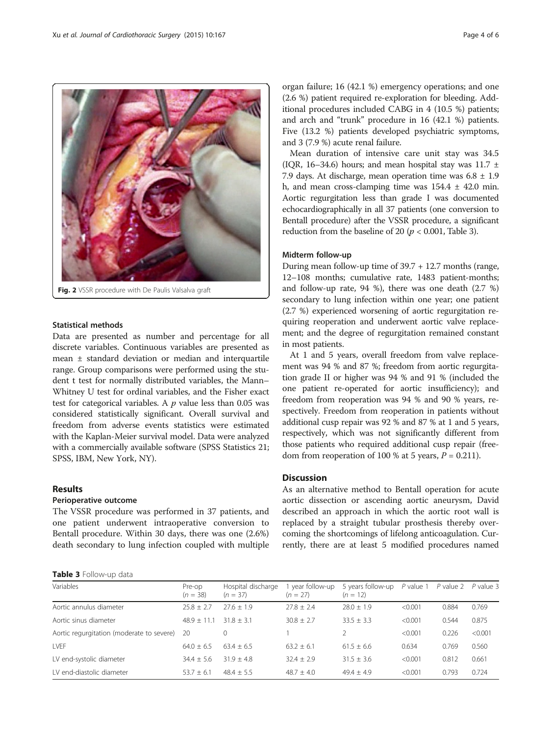Fig. 2 VSSR procedure with De Paulis Valsalva graft

### Statistical methods

Data are presented as number and percentage for all discrete variables. Continuous variables are presented as mean ± standard deviation or median and interquartile range. Group comparisons were performed using the student t test for normally distributed variables, the Mann–Whitney U test for ordinal variables, and the Fisher exact test for categorical variables. A $p$ value less than 0.05 was considered statistically significant. Overall survival and freedom from adverse events statistics were estimated with the Kaplan-Meier survival model. Data were analyzed with a commercially available software (SPSS Statistics 21; SPSS, IBM, New York, NY).

## Results

### Perioperative outcome

The VSSR procedure was performed in 37 patients, and one patient underwent intraoperative conversion to Bentall procedure. Within 30 days, there was one (2.6%) death secondary to lung infection coupled with multiple organ failure; 16 (42.1 %) emergency operations; and one (2.6 %) patient required re-exploration for bleeding. Additional procedures included CABG in 4 (10.5 %) patients; and arch and "trunk" procedure in 16 (42.1 %) patients. Five (13.2 %) patients developed psychiatric symptoms, and 3 (7.9 %) acute renal failure.

Mean duration of intensive care unit stay was 34.5 (IQR, 16–34.6) hours; and mean hospital stay was 11.7 ± 7.9 days. At discharge, mean operation time was 6.8 ± 1.9 h, and mean cross-clamping time was 154.4 ± 42.0 min. Aortic regurgitation less than grade I was documented echocardiographically in all 37 patients (one conversion to Bentall procedure) after the VSSR procedure, a significant reduction from the baseline of 20 ($p < 0.001$, Table 3).

### Midterm follow-up

During mean follow-up time of 39.7 + 12.7 months (range, 12–108 months; cumulative rate, 1483 patient-months; and follow-up rate, 94 %), there was one death (2.7 %) secondary to lung infection within one year; one patient (2.7 %) experienced worsening of aortic regurgitation requiring reoperation and underwent aortic valve replacement; and the degree of regurgitation remained constant in most patients.

At 1 and 5 years, overall freedom from valve replacement was 94 % and 87 %; freedom from aortic regurgitation grade II or higher was 94 % and 91 % (included the one patient re-operated for aortic insufficiency); and freedom from reoperation was 94 % and 90 % years, respectively. Freedom from reoperation in patients without additional cusp repair was 92 % and 87 % at 1 and 5 years, respectively, which was not significantly different from those patients who required additional cusp repair (freedom from reoperation of 100 % at 5 years, $P = 0.211$).

## Discussion

As an alternative method to Bentall operation for acute aortic dissection or ascending aortic aneurysm, David described an approach in which the aortic root wall is replaced by a straight tubular prosthesis thereby overcoming the shortcomings of lifelong anticoagulation. Currently, there are at least 5 modified procedures named

**Table 3** Follow-up data

| Variables | Pre-op ($n = 38$) | Hospital discharge ($n = 37$) | 1 year follow-up ($n = 27$) | 5 years follow-up ($n = 12$) | $P$ value 1 | $P$ value 2 | $P$ value 3 |
|---|---|---|---|---|---|---|---|
| Aortic annulus diameter | 25.8 ± 2.7 | 27.6 ± 1.9 | 27.8 ± 2.4 | 28.0 ± 1.9 | <0.001 | 0.884 | 0.769 |
| Aortic sinus diameter | 48.9 ± 11.1 | 31.8 ± 3.1 | 30.8 ± 2.7 | 33.5 ± 3.3 | <0.001 | 0.544 | 0.875 |
| Aortic regurgitation (moderate to severe) | 20 | 0 | 1 | 2 | <0.001 | 0.226 | <0.001 |
| LVEF | 64.0 ± 6.5 | 63.4 ± 6.5 | 63.2 ± 6.1 | 61.5 ± 6.6 | 0.634 | 0.769 | 0.560 |
| LV end-systolic diameter | 34.4 ± 5.6 | 31.9 ± 4.8 | 32.4 ± 2.9 | 31.5 ± 3.6 | <0.001 | 0.812 | 0.661 |
| LV end-diastolic diameter | 53.7 ± 6.1 | 48.4 ± 5.5 | 48.7 ± 4.0 | 49.4 ± 4.9 | <0.001 | 0.793 | 0.724 |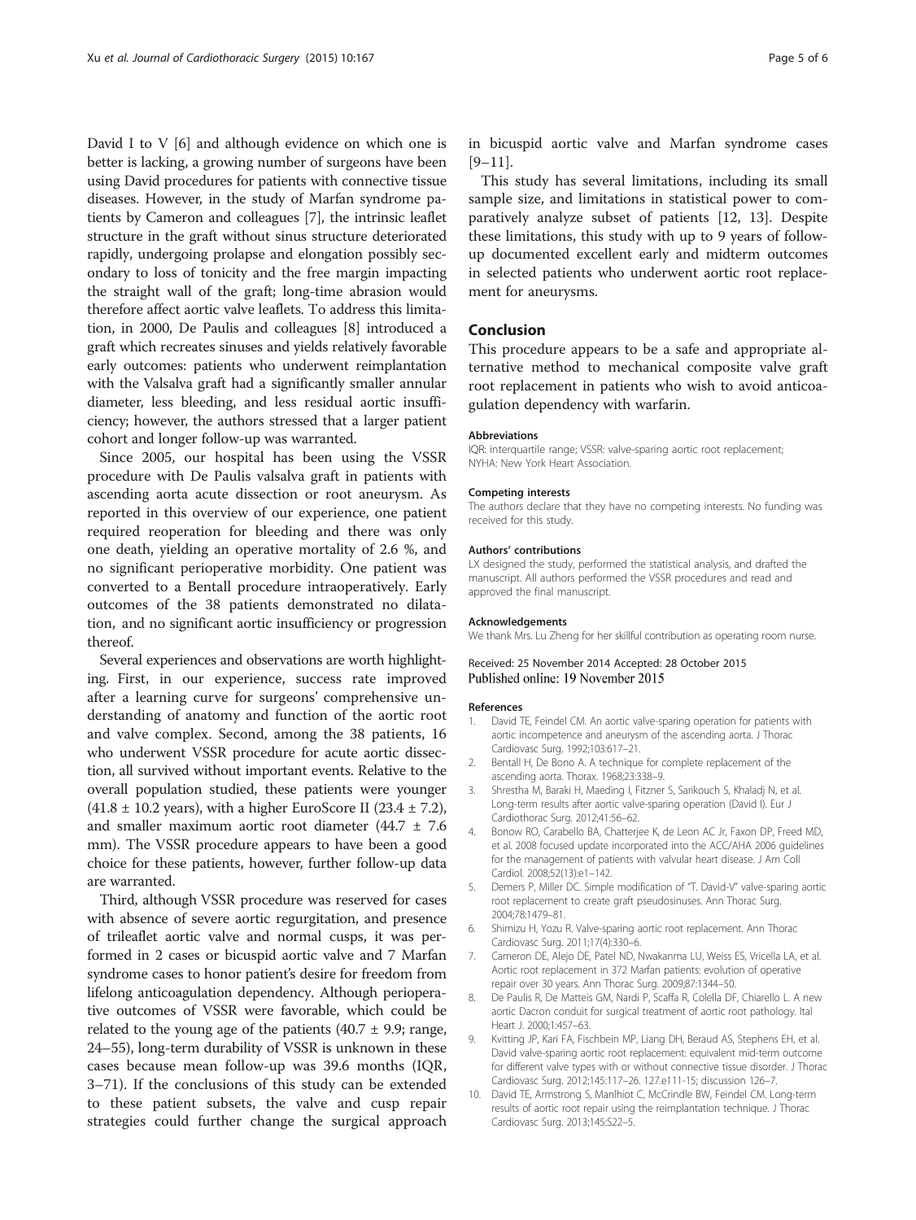David I to V [6] and although evidence on which one is better is lacking, a growing number of surgeons have been using David procedures for patients with connective tissue diseases. However, in the study of Marfan syndrome patients by Cameron and colleagues [7], the intrinsic leaflet structure in the graft without sinus structure deteriorated rapidly, undergoing prolapse and elongation possibly secondary to loss of tonicity and the free margin impacting the straight wall of the graft; long-time abrasion would therefore affect aortic valve leaflets. To address this limitation, in 2000, De Paulis and colleagues [8] introduced a graft which recreates sinuses and yields relatively favorable early outcomes: patients who underwent reimplantation with the Valsalva graft had a significantly smaller annular diameter, less bleeding, and less residual aortic insufficiency; however, the authors stressed that a larger patient cohort and longer follow-up was warranted.

Since 2005, our hospital has been using the VSSR procedure with De Paulis valsalva graft in patients with ascending aorta acute dissection or root aneurysm. As reported in this overview of our experience, one patient required reoperation for bleeding and there was only one death, yielding an operative mortality of 2.6 %, and no significant perioperative morbidity. One patient was converted to a Bentall procedure intraoperatively. Early outcomes of the 38 patients demonstrated no dilatation, and no significant aortic insufficiency or progression thereof.

Several experiences and observations are worth highlighting. First, in our experience, success rate improved after a learning curve for surgeons' comprehensive understanding of anatomy and function of the aortic root and valve complex. Second, among the 38 patients, 16 who underwent VSSR procedure for acute aortic dissection, all survived without important events. Relative to the overall population studied, these patients were younger (41.8 ± 10.2 years), with a higher EuroScore II (23.4 ± 7.2), and smaller maximum aortic root diameter (44.7 ± 7.6 mm). The VSSR procedure appears to have been a good choice for these patients, however, further follow-up data are warranted.

Third, although VSSR procedure was reserved for cases with absence of severe aortic regurgitation, and presence of trileaflet aortic valve and normal cusps, it was performed in 2 cases or bicuspid aortic valve and 7 Marfan syndrome cases to honor patient's desire for freedom from lifelong anticoagulation dependency. Although perioperative outcomes of VSSR were favorable, which could be related to the young age of the patients (40.7 ± 9.9; range, 24–55), long-term durability of VSSR is unknown in these cases because mean follow-up was 39.6 months (IQR, 3–71). If the conclusions of this study can be extended to these patient subsets, the valve and cusp repair strategies could further change the surgical approach in bicuspid aortic valve and Marfan syndrome cases [9–11].

This study has several limitations, including its small sample size, and limitations in statistical power to comparatively analyze subset of patients [12, 13]. Despite these limitations, this study with up to 9 years of follow-up documented excellent early and midterm outcomes in selected patients who underwent aortic root replacement for aneurysms.

## Conclusion

This procedure appears to be a safe and appropriate alternative method to mechanical composite valve graft root replacement in patients who wish to avoid anticoagulation dependency with warfarin.

#### Abbreviations

IQR: interquartile range; VSSR: valve-sparing aortic root replacement; NYHA: New York Heart Association.

#### Competing interests

The authors declare that they have no competing interests. No funding was received for this study.

#### Authors' contributions

LX designed the study, performed the statistical analysis, and drafted the manuscript. All authors performed the VSSR procedures and read and approved the final manuscript.

#### Acknowledgements

We thank Mrs. Lu Zheng for her skillful contribution as operating room nurse.

Received: 25 November 2014 Accepted: 28 October 2015
Published online: 19 November 2015

#### References

1. David TE, Feindel CM. An aortic valve-sparing operation for patients with aortic incompetence and aneurysm of the ascending aorta. J Thorac Cardiovasc Surg. 1992;103:617–21.
2. Bentall H, De Bono A. A technique for complete replacement of the ascending aorta. Thorax. 1968;23:338–9.
3. Shrestha M, Baraki H, Maeding I, Fitzner S, Sarikouch S, Khaladj N, et al. Long-term results after aortic valve-sparing operation (David I). Eur J Cardiothorac Surg. 2012;41:56–62.
4. Bonow RO, Carabello BA, Chatterjee K, de Leon AC Jr, Faxon DP, Freed MD, et al. 2008 focused update incorporated into the ACC/AHA 2006 guidelines for the management of patients with valvular heart disease. J Am Coll Cardiol. 2008;52(13):e1–142.
5. Demers P, Miller DC. Simple modification of "T. David-V" valve-sparing aortic root replacement to create graft pseudosinuses. Ann Thorac Surg. 2004;78:1479–81.
6. Shimizu H, Yozu R. Valve-sparing aortic root replacement. Ann Thorac Cardiovasc Surg. 2011;17(4):330–6.
7. Cameron DE, Alejo DE, Patel ND, Nwakanma LU, Weiss ES, Vricella LA, et al. Aortic root replacement in 372 Marfan patients: evolution of operative repair over 30 years. Ann Thorac Surg. 2009;87:1344–50.
8. De Paulis R, De Matteis GM, Nardi P, Scaffa R, Colella DF, Chiarello L. A new aortic Dacron conduit for surgical treatment of aortic root pathology. Ital Heart J. 2000;1:457–63.
9. Kvitting JP, Kari FA, Fischbein MP, Liang DH, Beraud AS, Stephens EH, et al. David valve-sparing aortic root replacement: equivalent mid-term outcome for different valve types with or without connective tissue disorder. J Thorac Cardiovasc Surg. 2012;145:117–26. 127.e111-15; discussion 126–7.
10. David TE, Armstrong S, Manlhiot C, McCrindle BW, Feindel CM. Long-term results of aortic root repair using the reimplantation technique. J Thorac Cardiovasc Surg. 2013;145:S22–5.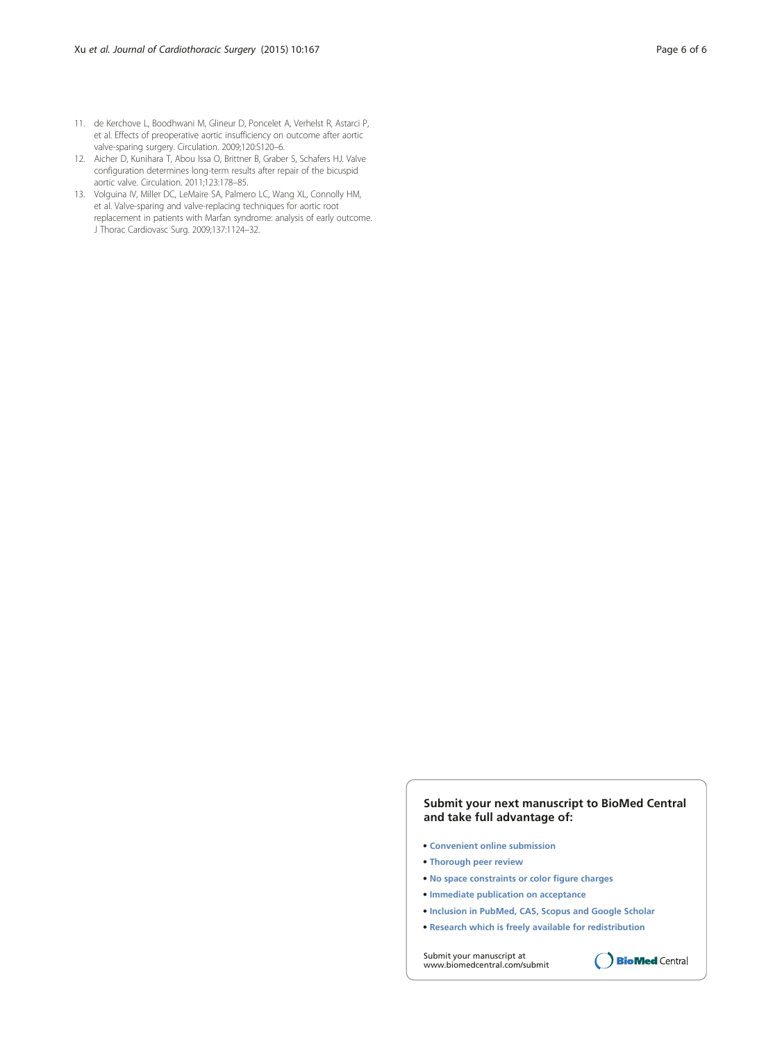11. de Kerchove L, Boodhwani M, Glineur D, Poncelet A, Verhelst R, Astarci P, et al. Effects of preoperative aortic insufficiency on outcome after aortic valve-sparing surgery. Circulation. 2009;120:S120–6.
12. Aicher D, Kunihara T, Abou Issa O, Brittner B, Graber S, Schafers HJ. Valve configuration determines long-term results after repair of the bicuspid aortic valve. Circulation. 2011;123:178–85.
13. Volguina IV, Miller DC, LeMaire SA, Palmero LC, Wang XL, Connolly HM, et al. Valve-sparing and valve-replacing techniques for aortic root replacement in patients with Marfan syndrome: analysis of early outcome. J Thorac Cardiovasc Surg. 2009;137:1124–32.

**Submit your next manuscript to BioMed Central and take full advantage of:**

- **Convenient online submission**
- **Thorough peer review**
- **No space constraints or color figure charges**
- **Immediate publication on acceptance**
- **Inclusion in PubMed, CAS, Scopus and Google Scholar**
- **Research which is freely available for redistribution**

Submit your manuscript at
www.biomedcentral.com/submit

BioMed Central